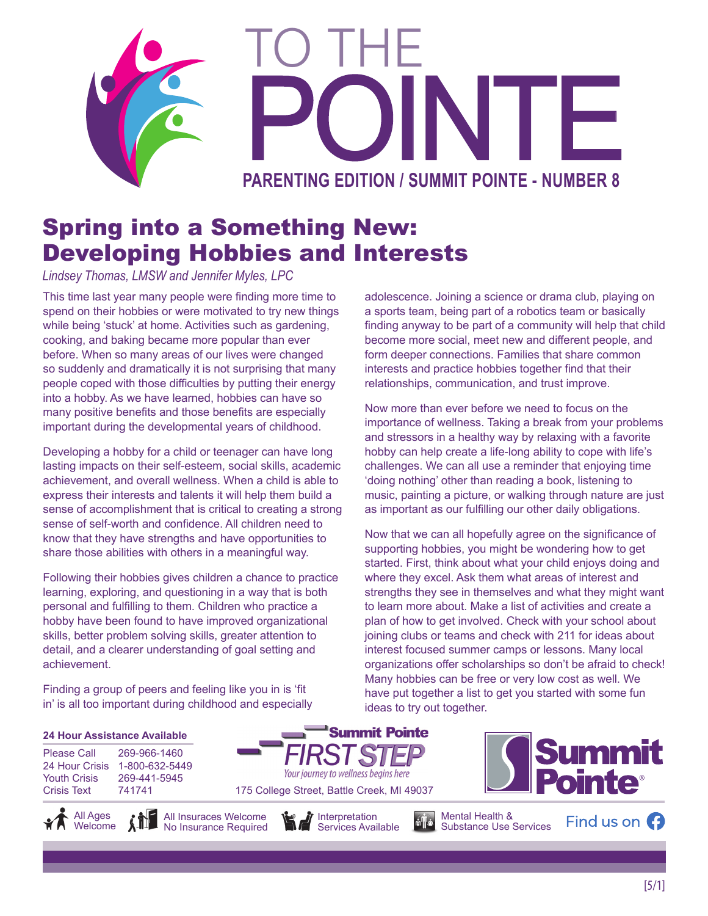# TO THE POINTE

**PARENTING EDITION / SUMMIT POINTE - NUMBER 8**

## Spring into a Something New: Developing Hobbies and Interests

*Lindsey Thomas, LMSW and Jennifer Myles, LPC*

This time last year many people were finding more time to spend on their hobbies or were motivated to try new things while being 'stuck' at home. Activities such as gardening, cooking, and baking became more popular than ever before. When so many areas of our lives were changed so suddenly and dramatically it is not surprising that many people coped with those difficulties by putting their energy into a hobby. As we have learned, hobbies can have so many positive benefits and those benefits are especially important during the developmental years of childhood.

Developing a hobby for a child or teenager can have long lasting impacts on their self-esteem, social skills, academic achievement, and overall wellness. When a child is able to express their interests and talents it will help them build a sense of accomplishment that is critical to creating a strong sense of self-worth and confidence. All children need to know that they have strengths and have opportunities to share those abilities with others in a meaningful way.

Following their hobbies gives children a chance to practice learning, exploring, and questioning in a way that is both personal and fulfilling to them. Children who practice a hobby have been found to have improved organizational skills, better problem solving skills, greater attention to detail, and a clearer understanding of goal setting and achievement.

Finding a group of peers and feeling like you in is 'fit in' is all too important during childhood and especially adolescence. Joining a science or drama club, playing on a sports team, being part of a robotics team or basically finding anyway to be part of a community will help that child become more social, meet new and different people, and form deeper connections. Families that share common interests and practice hobbies together find that their relationships, communication, and trust improve.

Now more than ever before we need to focus on the importance of wellness. Taking a break from your problems and stressors in a healthy way by relaxing with a favorite hobby can help create a life-long ability to cope with life's challenges. We can all use a reminder that enjoying time 'doing nothing' other than reading a book, listening to music, painting a picture, or walking through nature are just as important as our fulfilling our other daily obligations.

Now that we can all hopefully agree on the significance of supporting hobbies, you might be wondering how to get started. First, think about what your child enjoys doing and where they excel. Ask them what areas of interest and strengths they see in themselves and what they might want to learn more about. Make a list of activities and create a plan of how to get involved. Check with your school about joining clubs or teams and check with 211 for ideas about interest focused summer camps or lessons. Many local organizations offer scholarships so don't be afraid to check! Many hobbies can be free or very low cost as well. We have put together a list to get you started with some fun ideas to try out together.

**24 Hour Assistance Available**

| | |
|---|---|
| Please Call | 269-966-1460 |
| 24 Hour Crisis | 1-800-632-5449 |
| Youth Crisis | 269-441-5945 |
| Crisis Text | 741741 |

**Summit Pointe FIRST STEP**
*Your journey to wellness begins here*
175 College Street, Battle Creek, MI 49037

**Summit Pointe**®

All Ages Welcome | All Insurances Welcome No Insurance Required | Interpretation Services Available | Mental Health & Substance Use Services | Find us on Facebook

[5/1]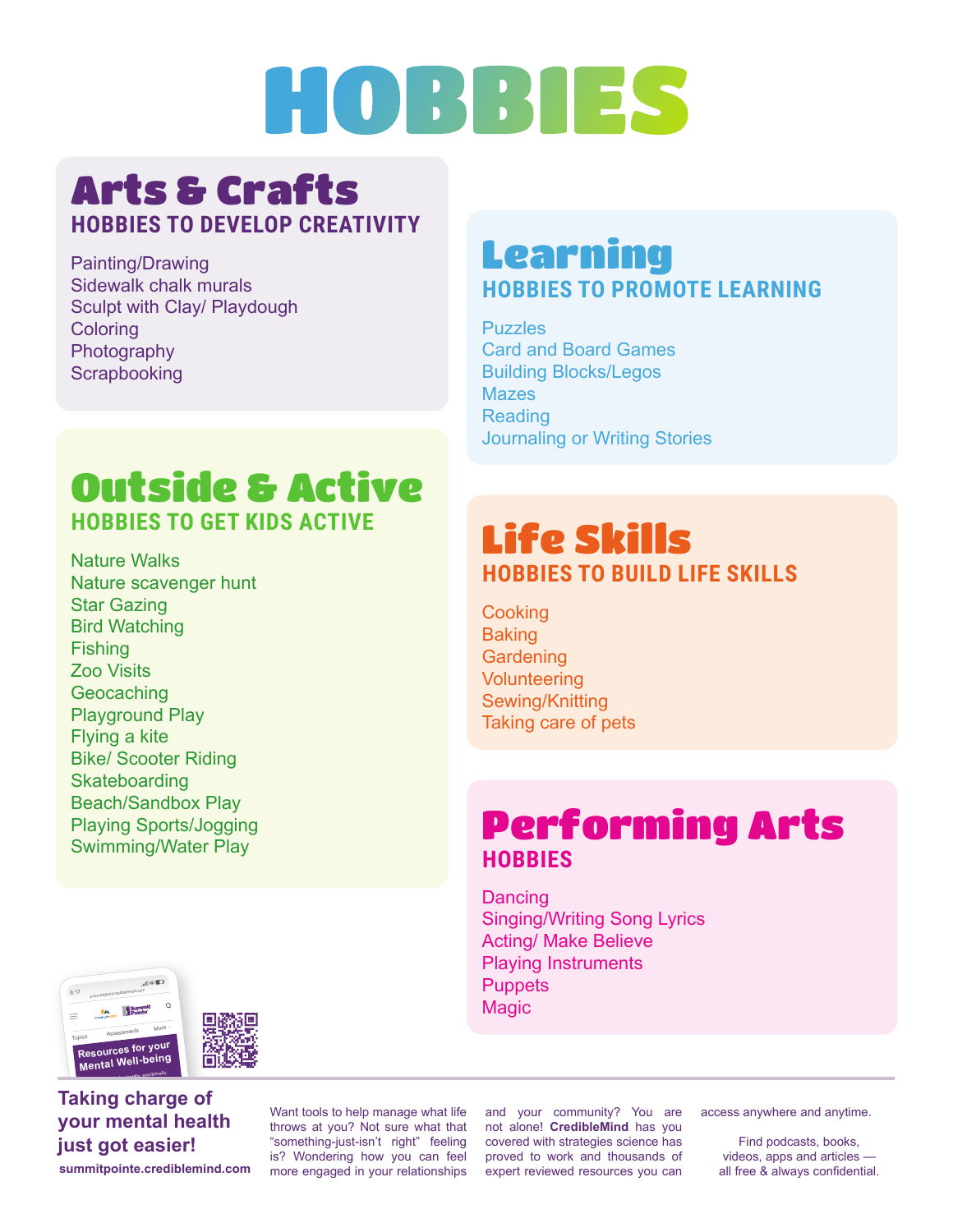# HOBBIES

## Arts & Crafts

### HOBBIES TO DEVELOP CREATIVITY

Painting/Drawing
Sidewalk chalk murals
Sculpt with Clay/ Playdough
Coloring
Photography
Scrapbooking

## Outside & Active

### HOBBIES TO GET KIDS ACTIVE

Nature Walks
Nature scavenger hunt
Star Gazing
Bird Watching
Fishing
Zoo Visits
Geocaching
Playground Play
Flying a kite
Bike/ Scooter Riding
Skateboarding
Beach/Sandbox Play
Playing Sports/Jogging
Swimming/Water Play

## Learning

### HOBBIES TO PROMOTE LEARNING

Puzzles
Card and Board Games
Building Blocks/Legos
Mazes
Reading
Journaling or Writing Stories

## Life Skills

### HOBBIES TO BUILD LIFE SKILLS

Cooking
Baking
Gardening
Volunteering
Sewing/Knitting
Taking care of pets

## Performing Arts

### HOBBIES

Dancing
Singing/Writing Song Lyrics
Acting/ Make Believe
Playing Instruments
Puppets
Magic

**Taking charge of your mental health just got easier!**

**summitpointe.crediblemind.com**

Want tools to help manage what life throws at you? Not sure what that "something-just-isn't right" feeling is? Wondering how you can feel more engaged in your relationships and your community? You are not alone! **CredibleMind** has you covered with strategies science has proved to work and thousands of expert reviewed resources you can access anywhere and anytime.

Find podcasts, books, videos, apps and articles — all free & always confidential.